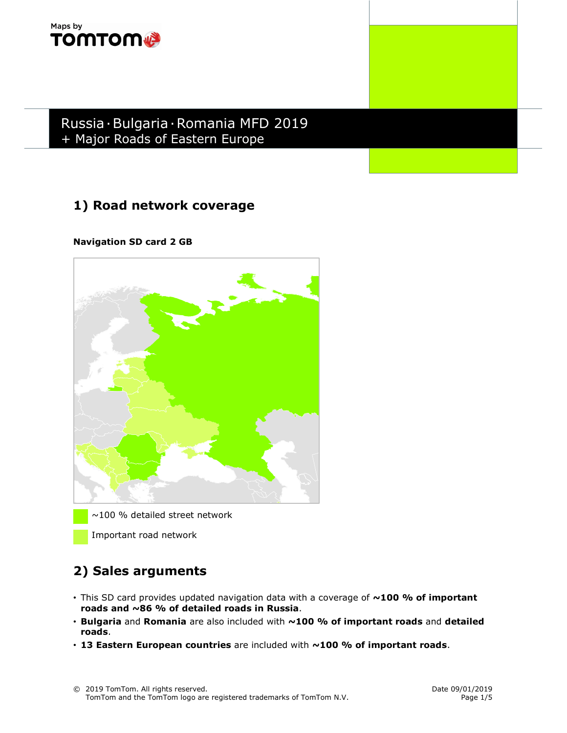Maps by TOMTOM

# Russia · Bulgaria · Romania MFD 2019
+ Major Roads of Eastern Europe

## 1) Road network coverage

**Navigation SD card 2 GB**

~100 % detailed street network

Important road network

## 2) Sales arguments

- This SD card provides updated navigation data with a coverage of **~100 % of important roads and ~86 % of detailed roads in Russia**.
- **Bulgaria** and **Romania** are also included with **~100 % of important roads** and **detailed roads**.
- **13 Eastern European countries** are included with **~100 % of important roads**.

© 2019 TomTom. All rights reserved.
TomTom and the TomTom logo are registered trademarks of TomTom N.V.

Date 09/01/2019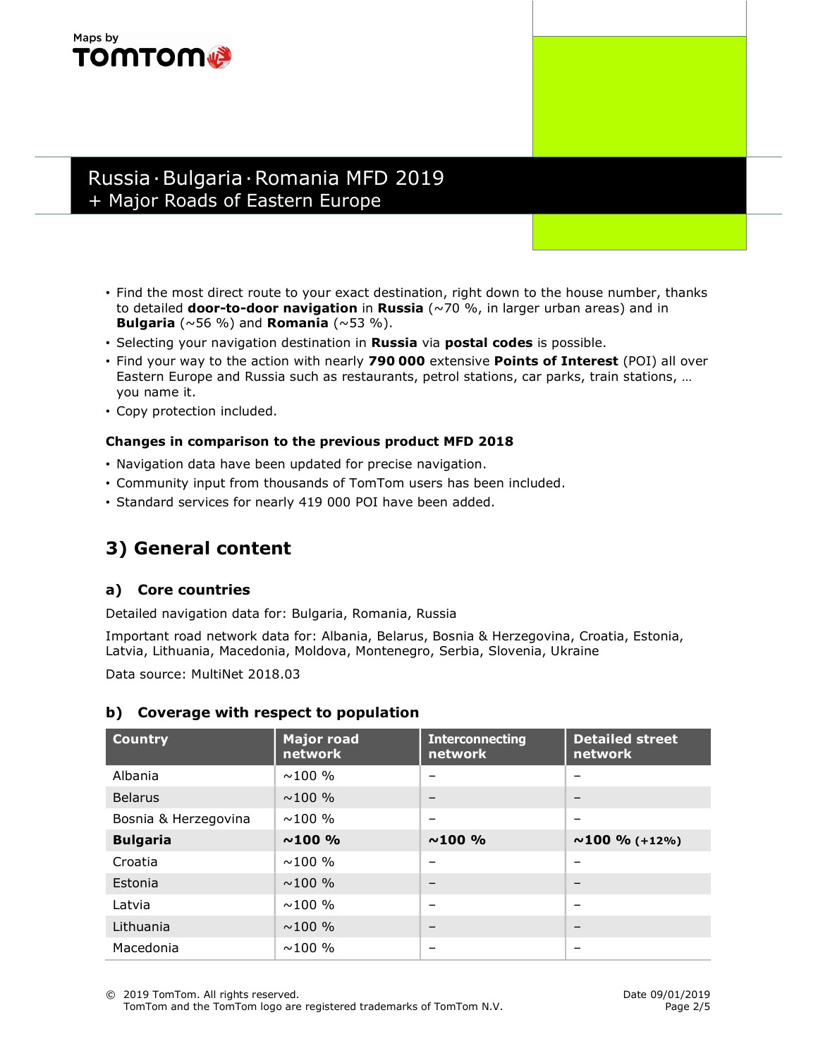Maps by TOMTOM

# Russia · Bulgaria · Romania MFD 2019 + Major Roads of Eastern Europe

- Find the most direct route to your exact destination, right down to the house number, thanks to detailed **door-to-door navigation** in **Russia** (~70 %, in larger urban areas) and in **Bulgaria** (~56 %) and **Romania** (~53 %).
- Selecting your navigation destination in **Russia** via **postal codes** is possible.
- Find your way to the action with nearly **790 000** extensive **Points of Interest** (POI) all over Eastern Europe and Russia such as restaurants, petrol stations, car parks, train stations, … you name it.
- Copy protection included.

**Changes in comparison to the previous product MFD 2018**

- Navigation data have been updated for precise navigation.
- Community input from thousands of TomTom users has been included.
- Standard services for nearly 419 000 POI have been added.

## 3) General content

### a) Core countries

Detailed navigation data for: Bulgaria, Romania, Russia

Important road network data for: Albania, Belarus, Bosnia & Herzegovina, Croatia, Estonia, Latvia, Lithuania, Macedonia, Moldova, Montenegro, Serbia, Slovenia, Ukraine

Data source: MultiNet 2018.03

### b) Coverage with respect to population

| Country | Major road network | Interconnecting network | Detailed street network |
|---|---|---|---|
| Albania | ~100 % | – | – |
| Belarus | ~100 % | – | – |
| Bosnia & Herzegovina | ~100 % | – | – |
| **Bulgaria** | **~100 %** | **~100 %** | **~100 % (+12%)** |
| Croatia | ~100 % | – | – |
| Estonia | ~100 % | – | – |
| Latvia | ~100 % | – | – |
| Lithuania | ~100 % | – | – |
| Macedonia | ~100 % | – | – |

© 2019 TomTom. All rights reserved.
TomTom and the TomTom logo are registered trademarks of TomTom N.V.

Date 09/01/2019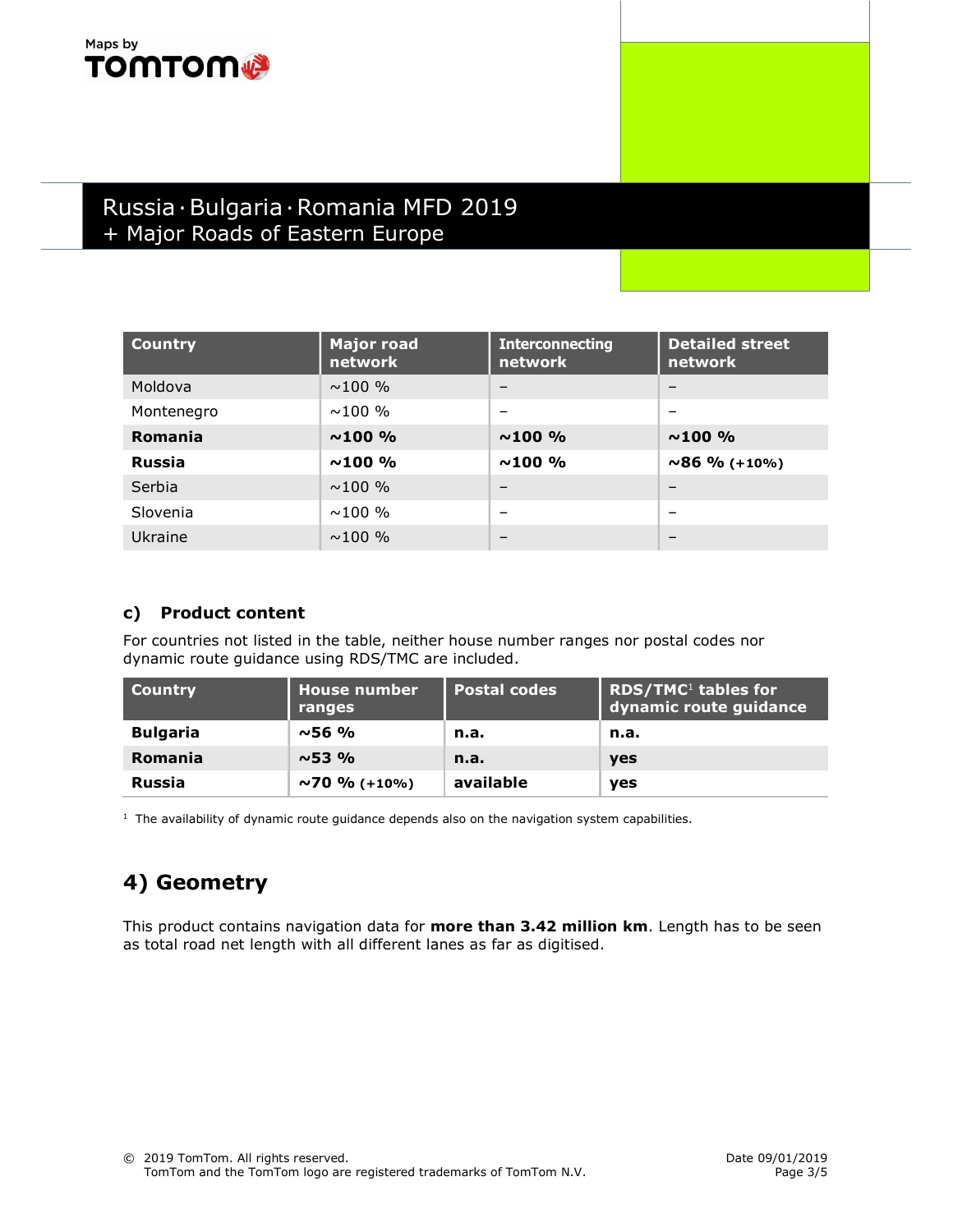| Country | Major road network | Interconnecting network | Detailed street network |
| --- | --- | --- | --- |
| Moldova | ~100 % | – | – |
| Montenegro | ~100 % | – | – |
| **Romania** | **~100 %** | **~100 %** | **~100 %** |
| **Russia** | **~100 %** | **~100 %** | **~86 % (+10%)** |
| Serbia | ~100 % | – | – |
| Slovenia | ~100 % | – | – |
| Ukraine | ~100 % | – | – |

### c) Product content

For countries not listed in the table, neither house number ranges nor postal codes nor dynamic route guidance using RDS/TMC are included.

| Country | House number ranges | Postal codes | RDS/TMC[1] tables for dynamic route guidance |
| --- | --- | --- | --- |
| **Bulgaria** | **~56 %** | **n.a.** | **n.a.** |
| **Romania** | **~53 %** | **n.a.** | **yes** |
| **Russia** | **~70 % (+10%)** | **available** | **yes** |

[1] The availability of dynamic route guidance depends also on the navigation system capabilities.

## 4) Geometry

This product contains navigation data for **more than 3.42 million km**. Length has to be seen as total road net length with all different lanes as far as digitised.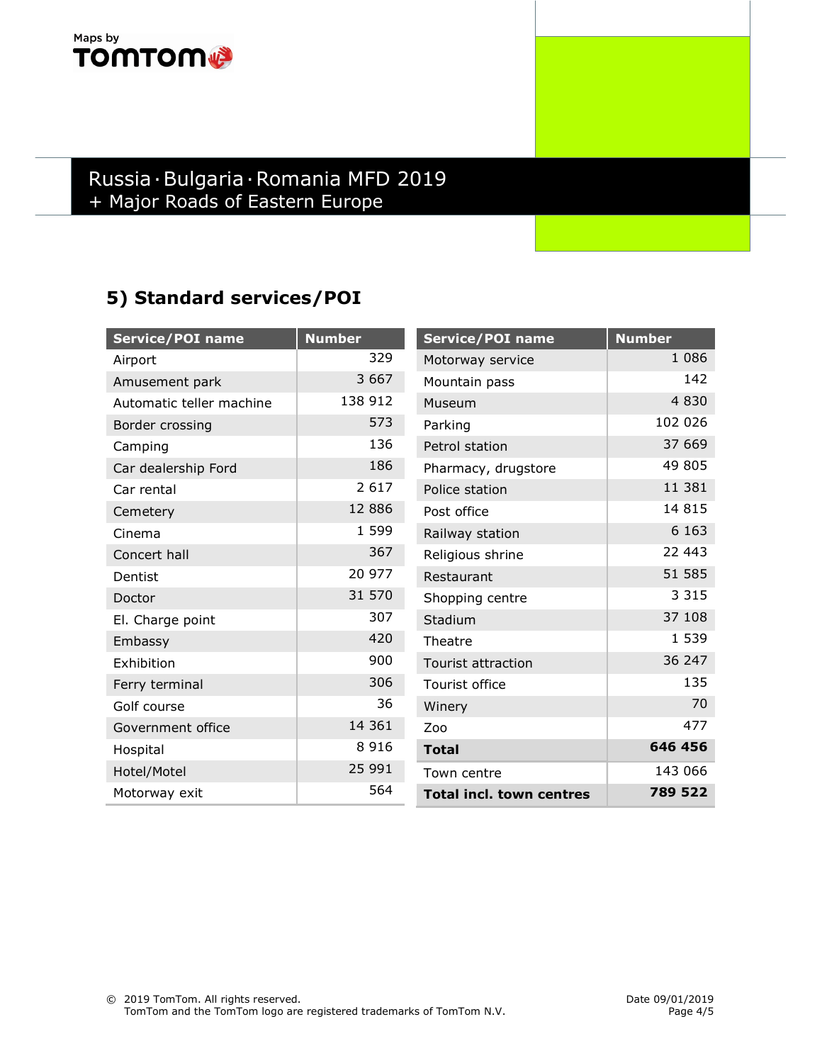Maps by TOMTOM

# Russia · Bulgaria · Romania MFD 2019
+ Major Roads of Eastern Europe

## 5) Standard services/POI

| Service/POI name | Number |
|---|---|
| Airport | 329 |
| Amusement park | 3 667 |
| Automatic teller machine | 138 912 |
| Border crossing | 573 |
| Camping | 136 |
| Car dealership Ford | 186 |
| Car rental | 2 617 |
| Cemetery | 12 886 |
| Cinema | 1 599 |
| Concert hall | 367 |
| Dentist | 20 977 |
| Doctor | 31 570 |
| El. Charge point | 307 |
| Embassy | 420 |
| Exhibition | 900 |
| Ferry terminal | 306 |
| Golf course | 36 |
| Government office | 14 361 |
| Hospital | 8 916 |
| Hotel/Motel | 25 991 |
| Motorway exit | 564 |

| Service/POI name | Number |
|---|---|
| Motorway service | 1 086 |
| Mountain pass | 142 |
| Museum | 4 830 |
| Parking | 102 026 |
| Petrol station | 37 669 |
| Pharmacy, drugstore | 49 805 |
| Police station | 11 381 |
| Post office | 14 815 |
| Railway station | 6 163 |
| Religious shrine | 22 443 |
| Restaurant | 51 585 |
| Shopping centre | 3 315 |
| Stadium | 37 108 |
| Theatre | 1 539 |
| Tourist attraction | 36 247 |
| Tourist office | 135 |
| Winery | 70 |
| Zoo | 477 |
| **Total** | **646 456** |
| Town centre | 143 066 |
| **Total incl. town centres** | **789 522** |

© 2019 TomTom. All rights reserved.
TomTom and the TomTom logo are registered trademarks of TomTom N.V.

Date 09/01/2019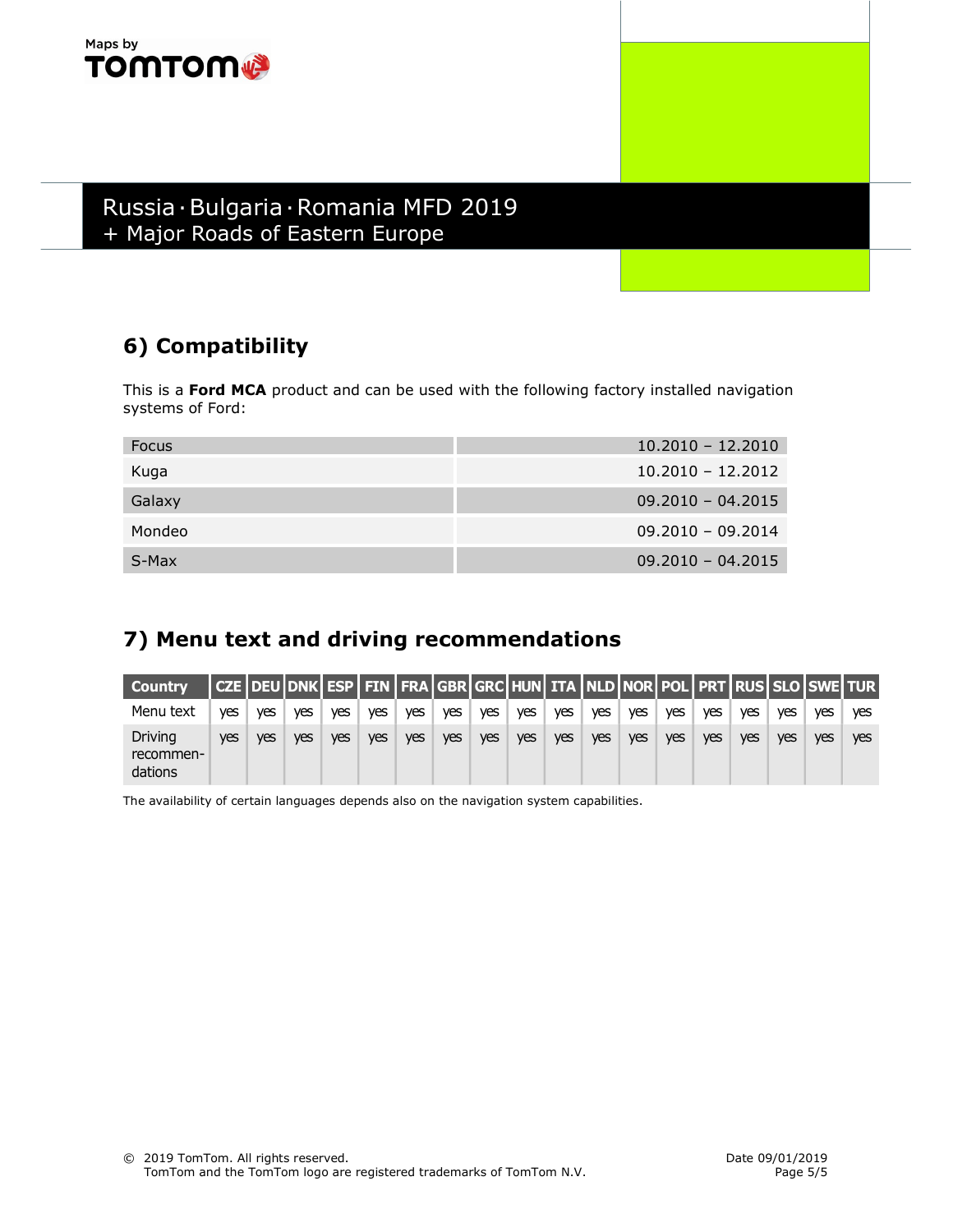## 6) Compatibility

This is a **Ford MCA** product and can be used with the following factory installed navigation systems of Ford:

| | |
|---|---|
| Focus | 10.2010 – 12.2010 |
| Kuga | 10.2010 – 12.2012 |
| Galaxy | 09.2010 – 04.2015 |
| Mondeo | 09.2010 – 09.2014 |
| S-Max | 09.2010 – 04.2015 |

## 7) Menu text and driving recommendations

| Country | CZE | DEU | DNK | ESP | FIN | FRA | GBR | GRC | HUN | ITA | NLD | NOR | POL | PRT | RUS | SLO | SWE | TUR |
|---|---|---|---|---|---|---|---|---|---|---|---|---|---|---|---|---|---|---|
| Menu text | yes | yes | yes | yes | yes | yes | yes | yes | yes | yes | yes | yes | yes | yes | yes | yes | yes | yes |
| Driving recommendations | yes | yes | yes | yes | yes | yes | yes | yes | yes | yes | yes | yes | yes | yes | yes | yes | yes | yes |

The availability of certain languages depends also on the navigation system capabilities.